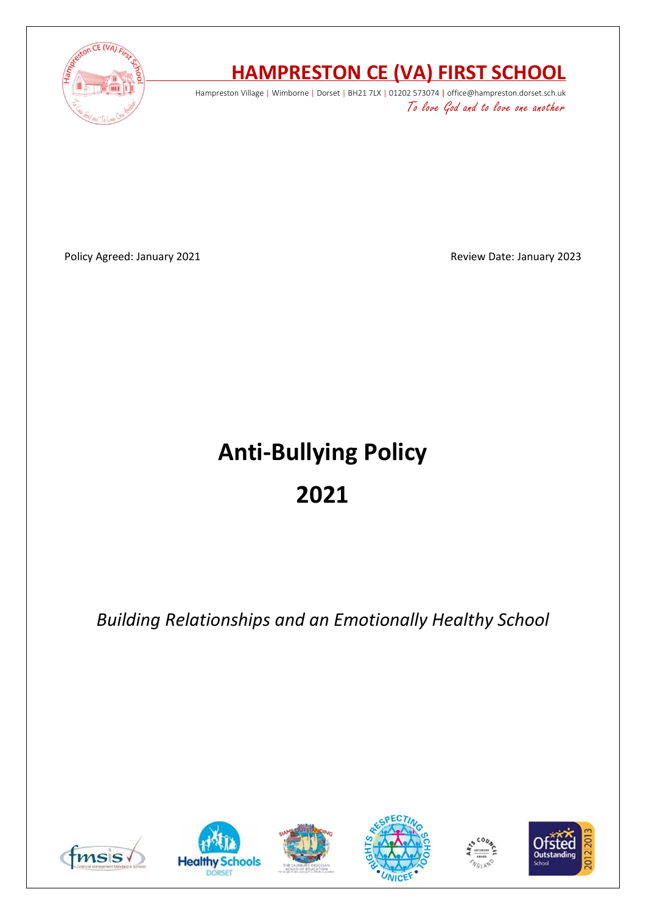# HAMPRESTON CE (VA) FIRST SCHOOL

Hampreston Village | Wimborne | Dorset | BH21 7LX | 01202 573074 | office@hampreston.dorset.sch.uk

*To love God and to love one another*

Policy Agreed: January 2021

Review Date: January 2023

# Anti-Bullying Policy

# 2021

*Building Relationships and an Emotionally Healthy School*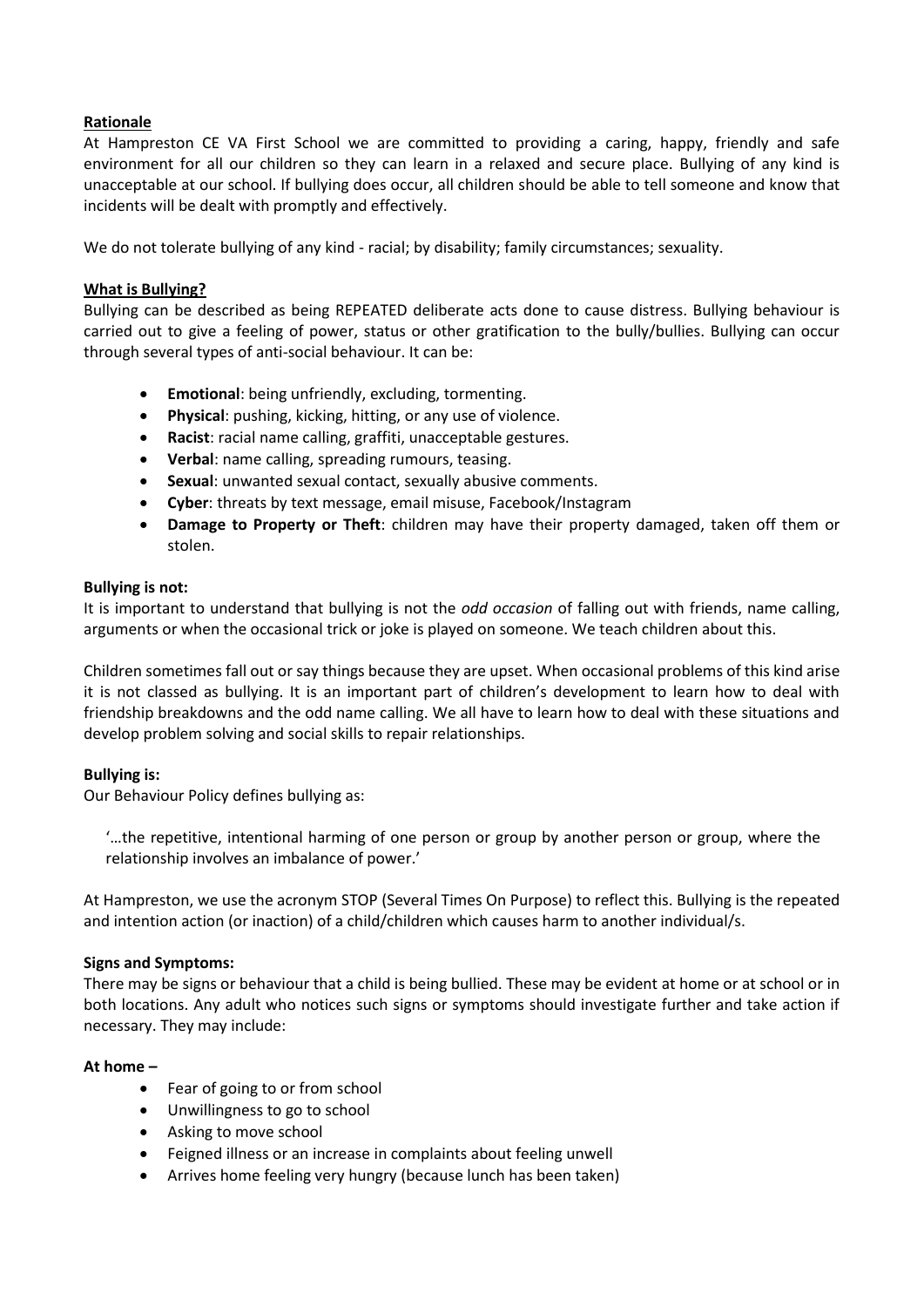## Rationale

At Hampreston CE VA First School we are committed to providing a caring, happy, friendly and safe environment for all our children so they can learn in a relaxed and secure place. Bullying of any kind is unacceptable at our school. If bullying does occur, all children should be able to tell someone and know that incidents will be dealt with promptly and effectively.

We do not tolerate bullying of any kind - racial; by disability; family circumstances; sexuality.

## What is Bullying?

Bullying can be described as being REPEATED deliberate acts done to cause distress. Bullying behaviour is carried out to give a feeling of power, status or other gratification to the bully/bullies. Bullying can occur through several types of anti-social behaviour. It can be:

- **Emotional**: being unfriendly, excluding, tormenting.
- **Physical**: pushing, kicking, hitting, or any use of violence.
- **Racist**: racial name calling, graffiti, unacceptable gestures.
- **Verbal**: name calling, spreading rumours, teasing.
- **Sexual**: unwanted sexual contact, sexually abusive comments.
- **Cyber**: threats by text message, email misuse, Facebook/Instagram
- **Damage to Property or Theft**: children may have their property damaged, taken off them or stolen.

### Bullying is not:

It is important to understand that bullying is not the *odd occasion* of falling out with friends, name calling, arguments or when the occasional trick or joke is played on someone. We teach children about this.

Children sometimes fall out or say things because they are upset. When occasional problems of this kind arise it is not classed as bullying. It is an important part of children's development to learn how to deal with friendship breakdowns and the odd name calling. We all have to learn how to deal with these situations and develop problem solving and social skills to repair relationships.

### Bullying is:

Our Behaviour Policy defines bullying as:

> '…the repetitive, intentional harming of one person or group by another person or group, where the relationship involves an imbalance of power.'

At Hampreston, we use the acronym STOP (Several Times On Purpose) to reflect this. Bullying is the repeated and intention action (or inaction) of a child/children which causes harm to another individual/s.

### Signs and Symptoms:

There may be signs or behaviour that a child is being bullied. These may be evident at home or at school or in both locations. Any adult who notices such signs or symptoms should investigate further and take action if necessary. They may include:

**At home –**

- Fear of going to or from school
- Unwillingness to go to school
- Asking to move school
- Feigned illness or an increase in complaints about feeling unwell
- Arrives home feeling very hungry (because lunch has been taken)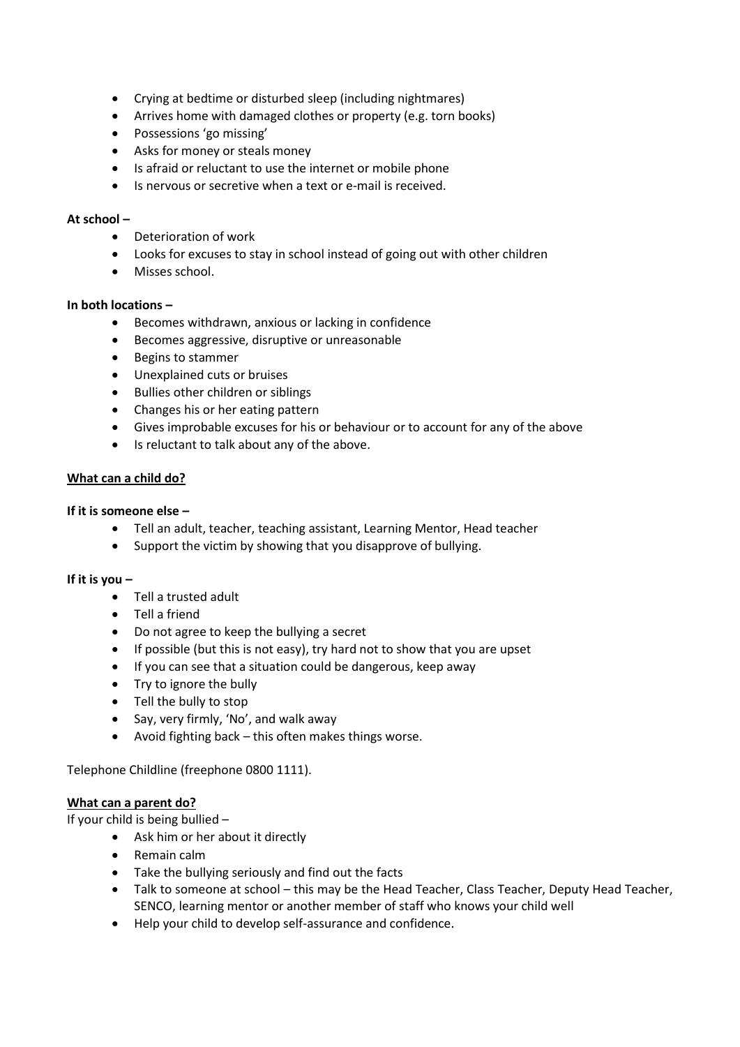- Crying at bedtime or disturbed sleep (including nightmares)
- Arrives home with damaged clothes or property (e.g. torn books)
- Possessions 'go missing'
- Asks for money or steals money
- Is afraid or reluctant to use the internet or mobile phone
- Is nervous or secretive when a text or e-mail is received.

**At school –**

- Deterioration of work
- Looks for excuses to stay in school instead of going out with other children
- Misses school.

**In both locations –**

- Becomes withdrawn, anxious or lacking in confidence
- Becomes aggressive, disruptive or unreasonable
- Begins to stammer
- Unexplained cuts or bruises
- Bullies other children or siblings
- Changes his or her eating pattern
- Gives improbable excuses for his or behaviour or to account for any of the above
- Is reluctant to talk about any of the above.

**<u>What can a child do?</u>**

**If it is someone else –**

- Tell an adult, teacher, teaching assistant, Learning Mentor, Head teacher
- Support the victim by showing that you disapprove of bullying.

**If it is you –**

- Tell a trusted adult
- Tell a friend
- Do not agree to keep the bullying a secret
- If possible (but this is not easy), try hard not to show that you are upset
- If you can see that a situation could be dangerous, keep away
- Try to ignore the bully
- Tell the bully to stop
- Say, very firmly, 'No', and walk away
- Avoid fighting back – this often makes things worse.

Telephone Childline (freephone 0800 1111).

**<u>What can a parent do?</u>**

If your child is being bullied –

- Ask him or her about it directly
- Remain calm
- Take the bullying seriously and find out the facts
- Talk to someone at school – this may be the Head Teacher, Class Teacher, Deputy Head Teacher, SENCO, learning mentor or another member of staff who knows your child well
- Help your child to develop self-assurance and confidence.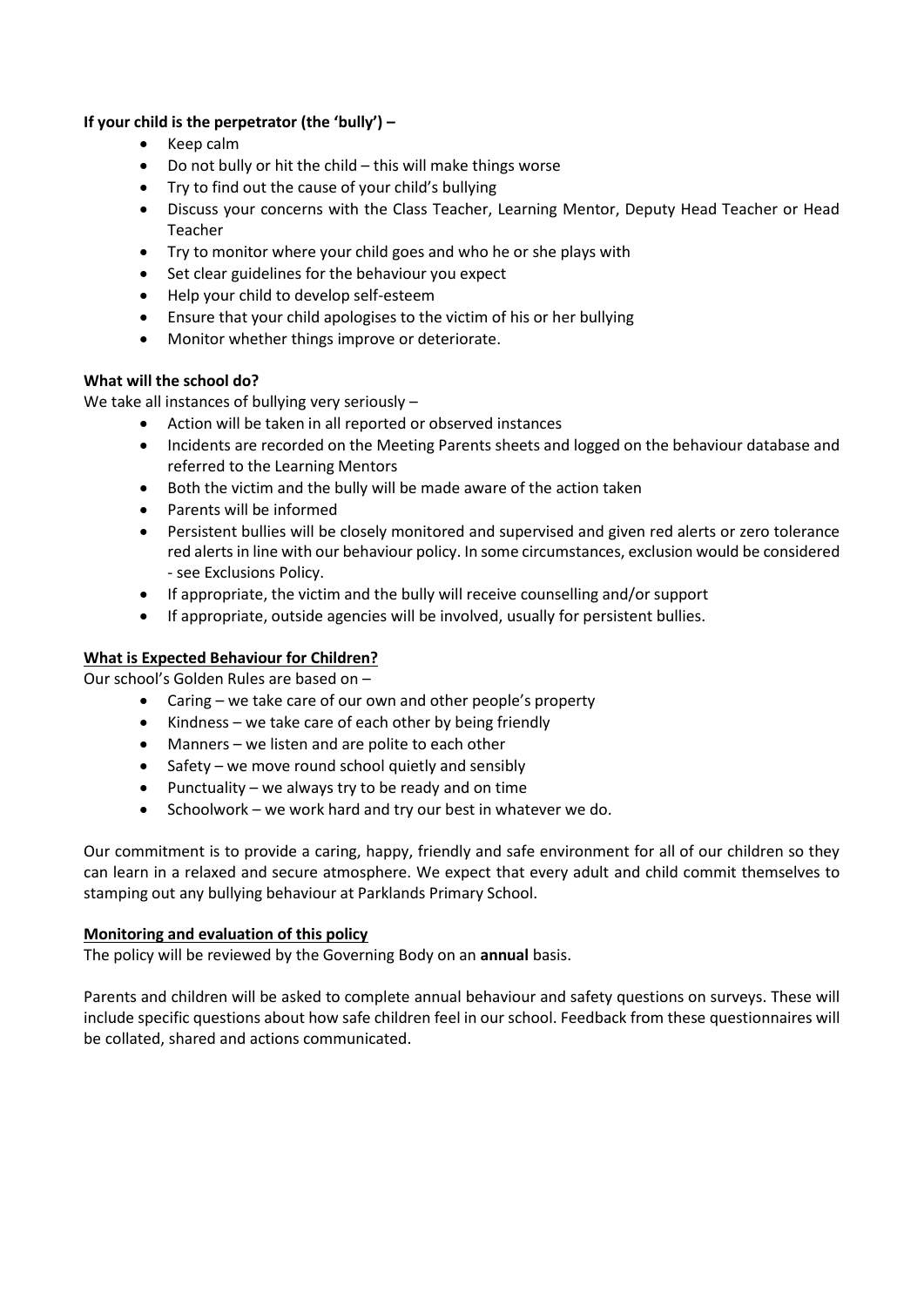**If your child is the perpetrator (the 'bully') –**

- Keep calm
- Do not bully or hit the child – this will make things worse
- Try to find out the cause of your child's bullying
- Discuss your concerns with the Class Teacher, Learning Mentor, Deputy Head Teacher or Head Teacher
- Try to monitor where your child goes and who he or she plays with
- Set clear guidelines for the behaviour you expect
- Help your child to develop self-esteem
- Ensure that your child apologises to the victim of his or her bullying
- Monitor whether things improve or deteriorate.

**What will the school do?**

We take all instances of bullying very seriously –

- Action will be taken in all reported or observed instances
- Incidents are recorded on the Meeting Parents sheets and logged on the behaviour database and referred to the Learning Mentors
- Both the victim and the bully will be made aware of the action taken
- Parents will be informed
- Persistent bullies will be closely monitored and supervised and given red alerts or zero tolerance red alerts in line with our behaviour policy. In some circumstances, exclusion would be considered - see Exclusions Policy.
- If appropriate, the victim and the bully will receive counselling and/or support
- If appropriate, outside agencies will be involved, usually for persistent bullies.

**<u>What is Expected Behaviour for Children?</u>**

Our school's Golden Rules are based on –

- Caring – we take care of our own and other people's property
- Kindness – we take care of each other by being friendly
- Manners – we listen and are polite to each other
- Safety – we move round school quietly and sensibly
- Punctuality – we always try to be ready and on time
- Schoolwork – we work hard and try our best in whatever we do.

Our commitment is to provide a caring, happy, friendly and safe environment for all of our children so they can learn in a relaxed and secure atmosphere. We expect that every adult and child commit themselves to stamping out any bullying behaviour at Parklands Primary School.

**<u>Monitoring and evaluation of this policy</u>**

The policy will be reviewed by the Governing Body on an **annual** basis.

Parents and children will be asked to complete annual behaviour and safety questions on surveys. These will include specific questions about how safe children feel in our school. Feedback from these questionnaires will be collated, shared and actions communicated.